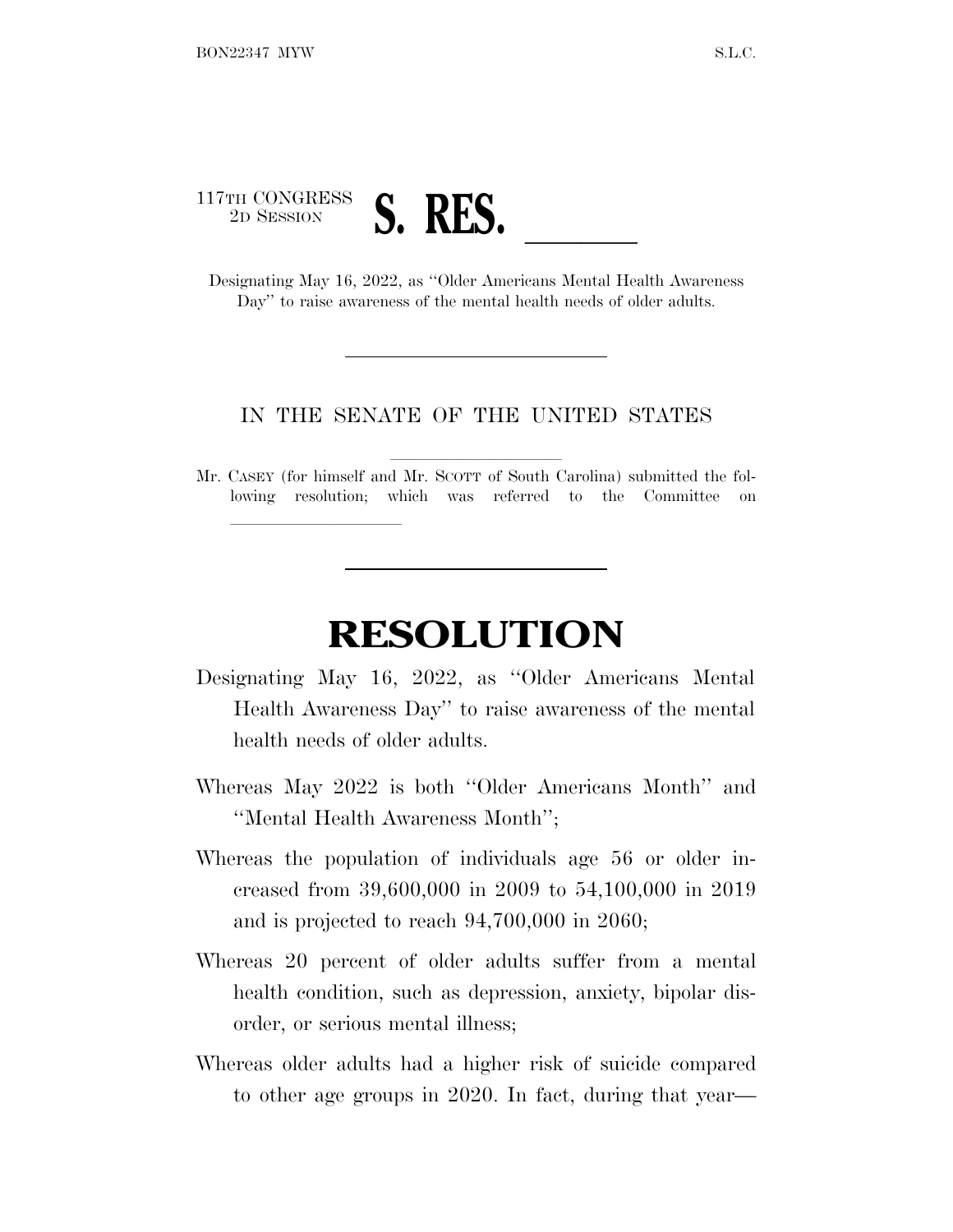117TH CONGRESS
2D SESSION

# S. RES. \_\_\_\_\_\_

Designating May 16, 2022, as "Older Americans Mental Health Awareness Day" to raise awareness of the mental health needs of older adults.

---

IN THE SENATE OF THE UNITED STATES

---

Mr. CASEY (for himself and Mr. SCOTT of South Carolina) submitted the following resolution; which was referred to the Committee on \_\_\_\_\_\_\_\_\_\_\_\_\_\_\_

---

# RESOLUTION

Designating May 16, 2022, as "Older Americans Mental Health Awareness Day" to raise awareness of the mental health needs of older adults.

Whereas May 2022 is both "Older Americans Month" and "Mental Health Awareness Month";

Whereas the population of individuals age 56 or older increased from 39,600,000 in 2009 to 54,100,000 in 2019 and is projected to reach 94,700,000 in 2060;

Whereas 20 percent of older adults suffer from a mental health condition, such as depression, anxiety, bipolar disorder, or serious mental illness;

Whereas older adults had a higher risk of suicide compared to other age groups in 2020. In fact, during that year—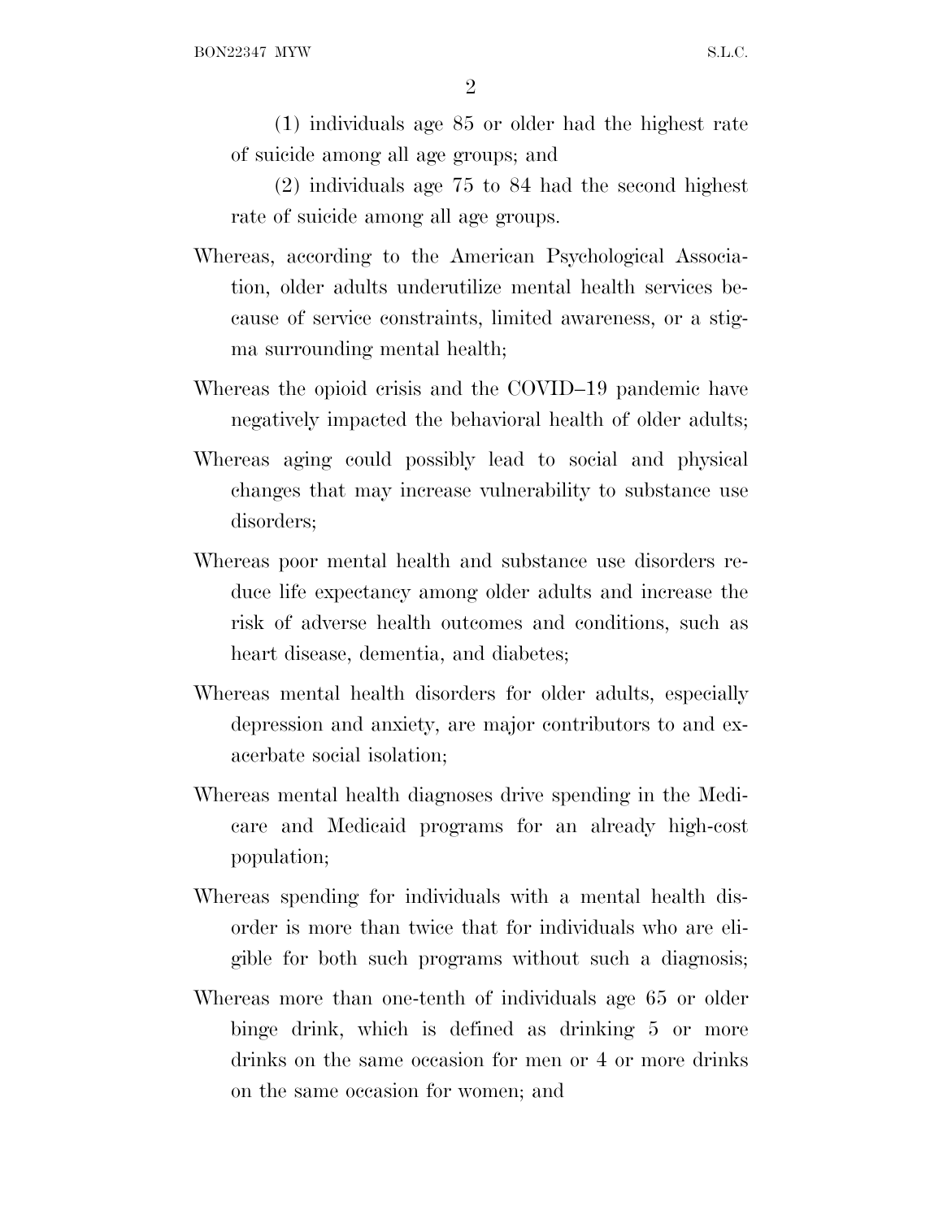(1) individuals age 85 or older had the highest rate of suicide among all age groups; and

(2) individuals age 75 to 84 had the second highest rate of suicide among all age groups.

Whereas, according to the American Psychological Association, older adults underutilize mental health services because of service constraints, limited awareness, or a stigma surrounding mental health;

Whereas the opioid crisis and the COVID–19 pandemic have negatively impacted the behavioral health of older adults;

Whereas aging could possibly lead to social and physical changes that may increase vulnerability to substance use disorders;

Whereas poor mental health and substance use disorders reduce life expectancy among older adults and increase the risk of adverse health outcomes and conditions, such as heart disease, dementia, and diabetes;

Whereas mental health disorders for older adults, especially depression and anxiety, are major contributors to and exacerbate social isolation;

Whereas mental health diagnoses drive spending in the Medicare and Medicaid programs for an already high-cost population;

Whereas spending for individuals with a mental health disorder is more than twice that for individuals who are eligible for both such programs without such a diagnosis;

Whereas more than one-tenth of individuals age 65 or older binge drink, which is defined as drinking 5 or more drinks on the same occasion for men or 4 or more drinks on the same occasion for women; and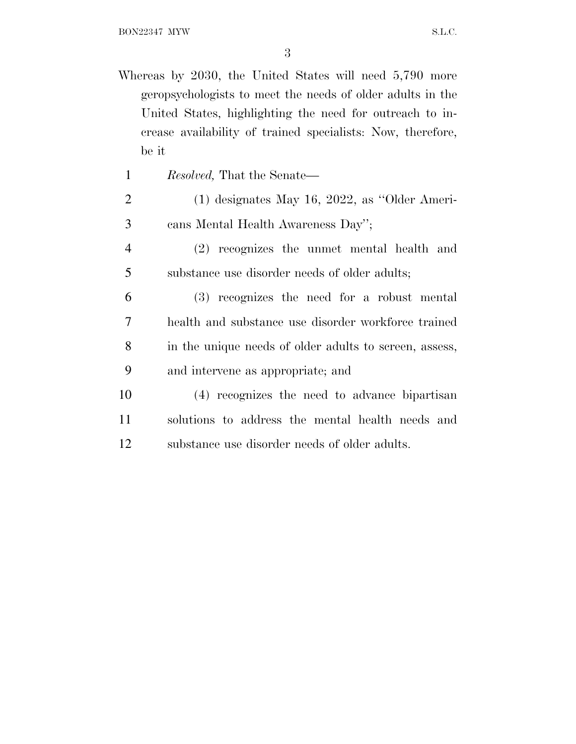Whereas by 2030, the United States will need 5,790 more geropsychologists to meet the needs of older adults in the United States, highlighting the need for outreach to increase availability of trained specialists: Now, therefore, be it

*Resolved,* That the Senate—

(1) designates May 16, 2022, as "Older Americans Mental Health Awareness Day";

(2) recognizes the unmet mental health and substance use disorder needs of older adults;

(3) recognizes the need for a robust mental health and substance use disorder workforce trained in the unique needs of older adults to screen, assess, and intervene as appropriate; and

(4) recognizes the need to advance bipartisan solutions to address the mental health needs and substance use disorder needs of older adults.